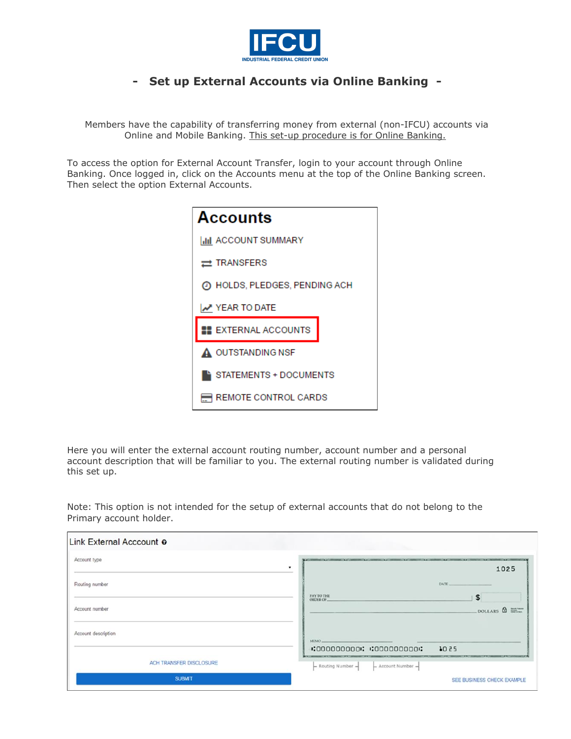IFCU

INDUSTRIAL FEDERAL CREDIT UNION

# - Set up External Accounts via Online Banking -

Members have the capability of transferring money from external (non-IFCU) accounts via Online and Mobile Banking. This set-up procedure is for Online Banking.

To access the option for External Account Transfer, login to your account through Online Banking. Once logged in, click on the Accounts menu at the top of the Online Banking screen. Then select the option External Accounts.

**Accounts**

- ACCOUNT SUMMARY
- TRANSFERS
- HOLDS, PLEDGES, PENDING ACH
- YEAR TO DATE
- EXTERNAL ACCOUNTS
- OUTSTANDING NSF
- STATEMENTS + DOCUMENTS
- REMOTE CONTROL CARDS

Here you will enter the external account routing number, account number and a personal account description that will be familiar to you. The external routing number is validated during this set up.

Note: This option is not intended for the setup of external accounts that do not belong to the Primary account holder.

**Link External Acccount**

Account type

Routing number

Account number

Account description

ACH TRANSFER DISCLOSURE

SUBMIT

1025

DATE

PAY TO THE ORDER OF $

DOLLARS

MEMO

⑆000000000⑆ ⑆000000000⑆ 1025

Routing Number  Account Number

SEE BUSINESS CHECK EXAMPLE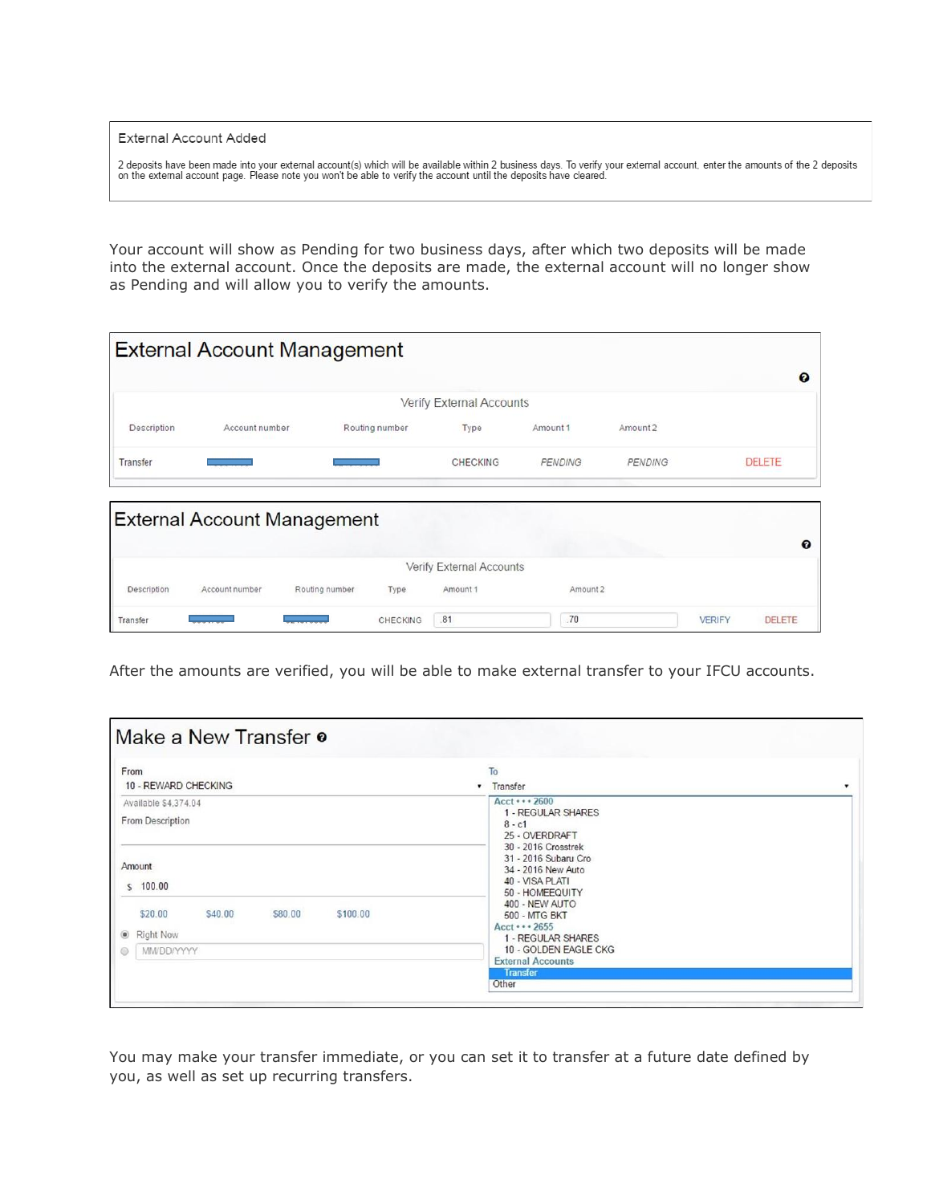External Account Added

2 deposits have been made into your external account(s) which will be available within 2 business days. To verify your external account, enter the amounts of the 2 deposits on the external account page. Please note you won't be able to verify the account until the deposits have cleared.

Your account will show as Pending for two business days, after which two deposits will be made into the external account. Once the deposits are made, the external account will no longer show as Pending and will allow you to verify the amounts.

## External Account Management

Verify External Accounts

| Description | Account number | Routing number | Type | Amount 1 | Amount 2 | |
|---|---|---|---|---|---|---|
| Transfer | | | CHECKING | *PENDING* | *PENDING* | DELETE |

## External Account Management

Verify External Accounts

| Description | Account number | Routing number | Type | Amount 1 | Amount 2 | | |
|---|---|---|---|---|---|---|---|
| Transfer | | | CHECKING | .81 | .70 | VERIFY | DELETE |

After the amounts are verified, you will be able to make external transfer to your IFCU accounts.

## Make a New Transfer

From
10 - REWARD CHECKING
Available $4,374.04
From Description

Amount
$ 100.00

$20.00 $40.00 $80.00 $100.00

Right Now
MM/DD/YYYY

To
Transfer

Acct ••• 2600
- 1 - REGULAR SHARES
- 8 - c1
- 25 - OVERDRAFT
- 30 - 2016 Crosstrek
- 31 - 2016 Subaru Cro
- 34 - 2016 New Auto
- 40 - VISA PLATI
- 50 - HOMEEQUITY
- 400 - NEW AUTO
- 500 - MTG BKT

Acct ••• 2655
- 1 - REGULAR SHARES
- 10 - GOLDEN EAGLE CKG

External Accounts
- Transfer

Other

You may make your transfer immediate, or you can set it to transfer at a future date defined by you, as well as set up recurring transfers.